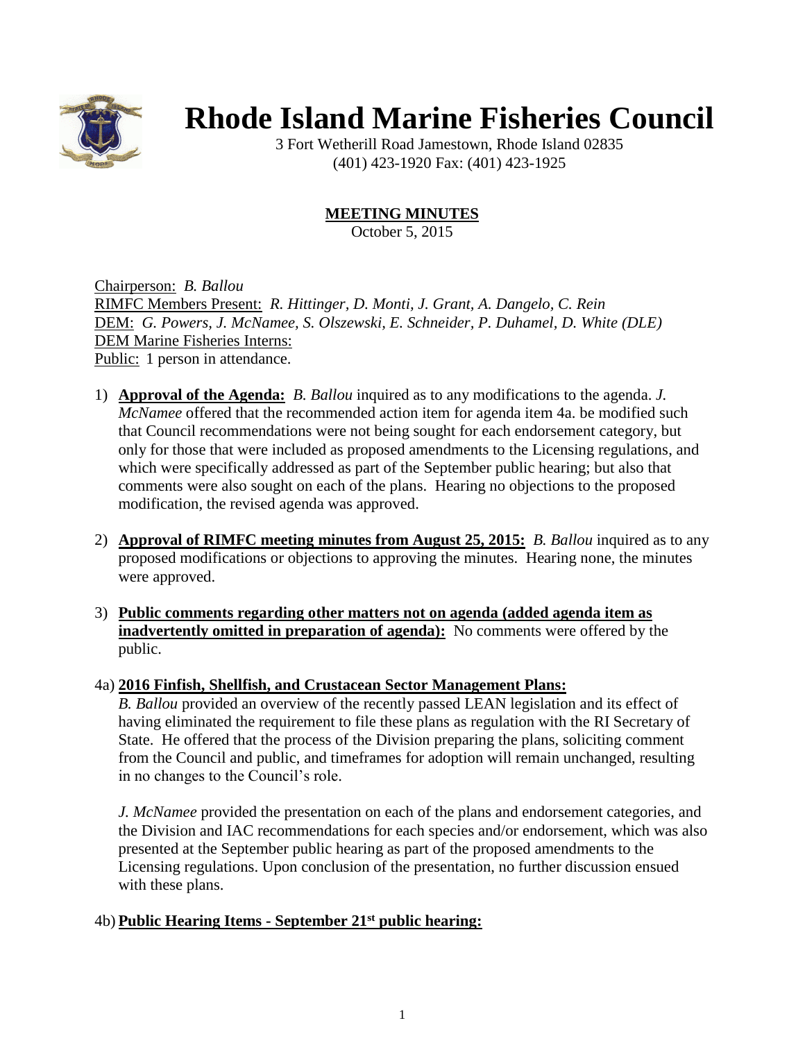# Rhode Island Marine Fisheries Council

3 Fort Wetherill Road Jamestown, Rhode Island 02835
(401) 423-1920 Fax: (401) 423-1925

## MEETING MINUTES

October 5, 2015

Chairperson: *B. Ballou*
RIMFC Members Present: *R. Hittinger, D. Monti, J. Grant, A. Dangelo, C. Rein*
DEM: *G. Powers, J. McNamee, S. Olszewski, E. Schneider, P. Duhamel, D. White (DLE)*
DEM Marine Fisheries Interns:
Public: 1 person in attendance.

1) **Approval of the Agenda:** *B. Ballou* inquired as to any modifications to the agenda. *J. McNamee* offered that the recommended action item for agenda item 4a. be modified such that Council recommendations were not being sought for each endorsement category, but only for those that were included as proposed amendments to the Licensing regulations, and which were specifically addressed as part of the September public hearing; but also that comments were also sought on each of the plans. Hearing no objections to the proposed modification, the revised agenda was approved.

2) **Approval of RIMFC meeting minutes from August 25, 2015:** *B. Ballou* inquired as to any proposed modifications or objections to approving the minutes. Hearing none, the minutes were approved.

3) **Public comments regarding other matters not on agenda (added agenda item as inadvertently omitted in preparation of agenda):** No comments were offered by the public.

4a) **2016 Finfish, Shellfish, and Crustacean Sector Management Plans:**
*B. Ballou* provided an overview of the recently passed LEAN legislation and its effect of having eliminated the requirement to file these plans as regulation with the RI Secretary of State. He offered that the process of the Division preparing the plans, soliciting comment from the Council and public, and timeframes for adoption will remain unchanged, resulting in no changes to the Council's role.

*J. McNamee* provided the presentation on each of the plans and endorsement categories, and the Division and IAC recommendations for each species and/or endorsement, which was also presented at the September public hearing as part of the proposed amendments to the Licensing regulations. Upon conclusion of the presentation, no further discussion ensued with these plans.

4b) **Public Hearing Items - September 21st public hearing:**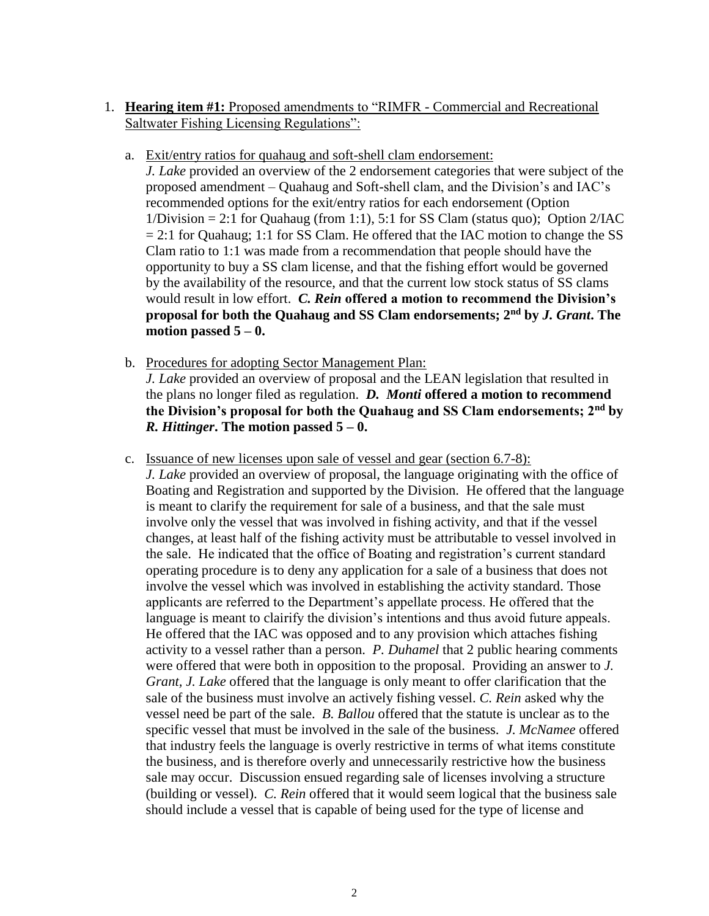1. **Hearing item #1:** Proposed amendments to "RIMFR - Commercial and Recreational Saltwater Fishing Licensing Regulations":

   a. Exit/entry ratios for quahaug and soft-shell clam endorsement:
   *J. Lake* provided an overview of the 2 endorsement categories that were subject of the proposed amendment – Quahaug and Soft-shell clam, and the Division's and IAC's recommended options for the exit/entry ratios for each endorsement (Option 1/Division = 2:1 for Quahaug (from 1:1), 5:1 for SS Clam (status quo); Option 2/IAC = 2:1 for Quahaug; 1:1 for SS Clam. He offered that the IAC motion to change the SS Clam ratio to 1:1 was made from a recommendation that people should have the opportunity to buy a SS clam license, and that the fishing effort would be governed by the availability of the resource, and that the current low stock status of SS clams would result in low effort. ***C. Rein*** **offered a motion to recommend the Division's proposal for both the Quahaug and SS Clam endorsements; 2nd by *J. Grant*. The motion passed 5 – 0.**

   b. Procedures for adopting Sector Management Plan:
   *J. Lake* provided an overview of proposal and the LEAN legislation that resulted in the plans no longer filed as regulation. ***D. Monti*** **offered a motion to recommend the Division's proposal for both the Quahaug and SS Clam endorsements; 2nd by *R. Hittinger*. The motion passed 5 – 0.**

   c. Issuance of new licenses upon sale of vessel and gear (section 6.7-8):
   *J. Lake* provided an overview of proposal, the language originating with the office of Boating and Registration and supported by the Division. He offered that the language is meant to clarify the requirement for sale of a business, and that the sale must involve only the vessel that was involved in fishing activity, and that if the vessel changes, at least half of the fishing activity must be attributable to vessel involved in the sale. He indicated that the office of Boating and registration's current standard operating procedure is to deny any application for a sale of a business that does not involve the vessel which was involved in establishing the activity standard. Those applicants are referred to the Department's appellate process. He offered that the language is meant to clairify the division's intentions and thus avoid future appeals. He offered that the IAC was opposed and to any provision which attaches fishing activity to a vessel rather than a person. *P. Duhamel* that 2 public hearing comments were offered that were both in opposition to the proposal. Providing an answer to *J. Grant*, *J. Lake* offered that the language is only meant to offer clarification that the sale of the business must involve an actively fishing vessel. *C. Rein* asked why the vessel need be part of the sale. *B. Ballou* offered that the statute is unclear as to the specific vessel that must be involved in the sale of the business. *J. McNamee* offered that industry feels the language is overly restrictive in terms of what items constitute the business, and is therefore overly and unnecessarily restrictive how the business sale may occur. Discussion ensued regarding sale of licenses involving a structure (building or vessel). *C. Rein* offered that it would seem logical that the business sale should include a vessel that is capable of being used for the type of license and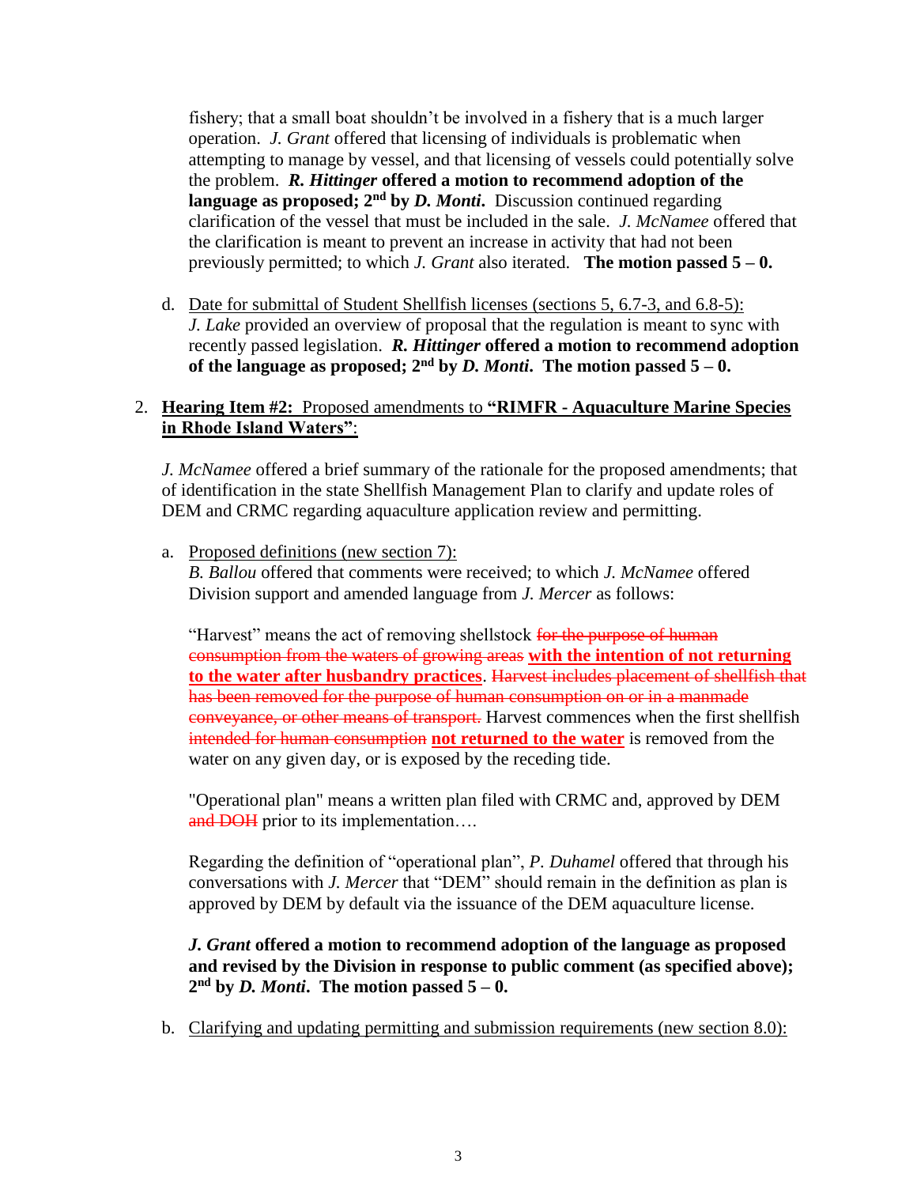fishery; that a small boat shouldn't be involved in a fishery that is a much larger operation. *J. Grant* offered that licensing of individuals is problematic when attempting to manage by vessel, and that licensing of vessels could potentially solve the problem. ***R. Hittinger* offered a motion to recommend adoption of the language as proposed; 2nd by *D. Monti*.** Discussion continued regarding clarification of the vessel that must be included in the sale. *J. McNamee* offered that the clarification is meant to prevent an increase in activity that had not been previously permitted; to which *J. Grant* also iterated. **The motion passed 5 – 0.**

d. Date for submittal of Student Shellfish licenses (sections 5, 6.7-3, and 6.8-5): *J. Lake* provided an overview of proposal that the regulation is meant to sync with recently passed legislation. ***R. Hittinger* offered a motion to recommend adoption of the language as proposed; 2nd by *D. Monti*. The motion passed 5 – 0.**

2. **Hearing Item #2:** Proposed amendments to **"RIMFR - Aquaculture Marine Species in Rhode Island Waters"**:

   *J. McNamee* offered a brief summary of the rationale for the proposed amendments; that of identification in the state Shellfish Management Plan to clarify and update roles of DEM and CRMC regarding aquaculture application review and permitting.

   a. Proposed definitions (new section 7):
   *B. Ballou* offered that comments were received; to which *J. McNamee* offered Division support and amended language from *J. Mercer* as follows:

   "Harvest" means the act of removing shellstock ~~for the purpose of human consumption from the waters of growing areas~~ **with the intention of not returning to the water after husbandry practices**. ~~Harvest includes placement of shellfish that has been removed for the purpose of human consumption on or in a manmade conveyance, or other means of transport.~~ Harvest commences when the first shellfish ~~intended for human consumption~~ **not returned to the water** is removed from the water on any given day, or is exposed by the receding tide.

   "Operational plan" means a written plan filed with CRMC and, approved by DEM ~~and DOH~~ prior to its implementation….

   Regarding the definition of "operational plan", *P. Duhamel* offered that through his conversations with *J. Mercer* that "DEM" should remain in the definition as plan is approved by DEM by default via the issuance of the DEM aquaculture license.

   ***J. Grant* offered a motion to recommend adoption of the language as proposed and revised by the Division in response to public comment (as specified above); 2nd by *D. Monti*. The motion passed 5 – 0.**

   b. Clarifying and updating permitting and submission requirements (new section 8.0):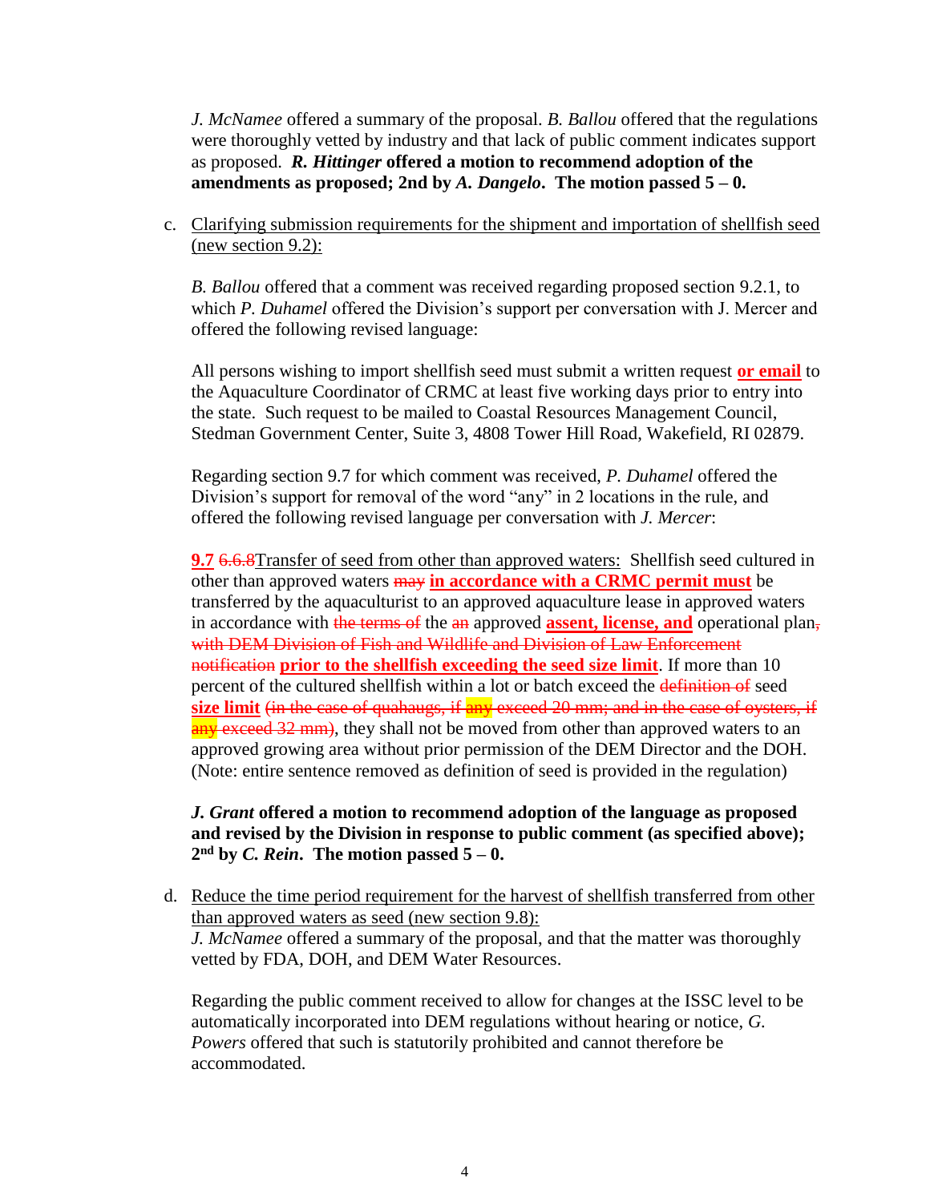*J. McNamee* offered a summary of the proposal. *B. Ballou* offered that the regulations were thoroughly vetted by industry and that lack of public comment indicates support as proposed. ***R. Hittinger* offered a motion to recommend adoption of the amendments as proposed; 2nd by *A. Dangelo*. The motion passed 5 – 0.**

c. Clarifying submission requirements for the shipment and importation of shellfish seed (new section 9.2):

*B. Ballou* offered that a comment was received regarding proposed section 9.2.1, to which *P. Duhamel* offered the Division's support per conversation with J. Mercer and offered the following revised language:

All persons wishing to import shellfish seed must submit a written request **or email** to the Aquaculture Coordinator of CRMC at least five working days prior to entry into the state. Such request to be mailed to Coastal Resources Management Council, Stedman Government Center, Suite 3, 4808 Tower Hill Road, Wakefield, RI 02879.

Regarding section 9.7 for which comment was received, *P. Duhamel* offered the Division's support for removal of the word "any" in 2 locations in the rule, and offered the following revised language per conversation with *J. Mercer*:

**9.7** ~~6.6.8~~Transfer of seed from other than approved waters: Shellfish seed cultured in other than approved waters ~~may~~ **in accordance with a CRMC permit must** be transferred by the aquaculturist to an approved aquaculture lease in approved waters in accordance with ~~the terms of~~ the ~~an~~ approved **assent, license, and** operational plan~~, with DEM Division of Fish and Wildlife and Division of Law Enforcement notification~~ **prior to the shellfish exceeding the seed size limit**. If more than 10 percent of the cultured shellfish within a lot or batch exceed the ~~definition of~~ seed **size limit** ~~(in the case of quahaugs, if any exceed 20 mm; and in the case of oysters, if any exceed 32 mm)~~, they shall not be moved from other than approved waters to an approved growing area without prior permission of the DEM Director and the DOH. (Note: entire sentence removed as definition of seed is provided in the regulation)

***J. Grant* offered a motion to recommend adoption of the language as proposed and revised by the Division in response to public comment (as specified above); 2nd by *C. Rein*. The motion passed 5 – 0.**

d. Reduce the time period requirement for the harvest of shellfish transferred from other than approved waters as seed (new section 9.8):
*J. McNamee* offered a summary of the proposal, and that the matter was thoroughly vetted by FDA, DOH, and DEM Water Resources.

Regarding the public comment received to allow for changes at the ISSC level to be automatically incorporated into DEM regulations without hearing or notice, *G. Powers* offered that such is statutorily prohibited and cannot therefore be accommodated.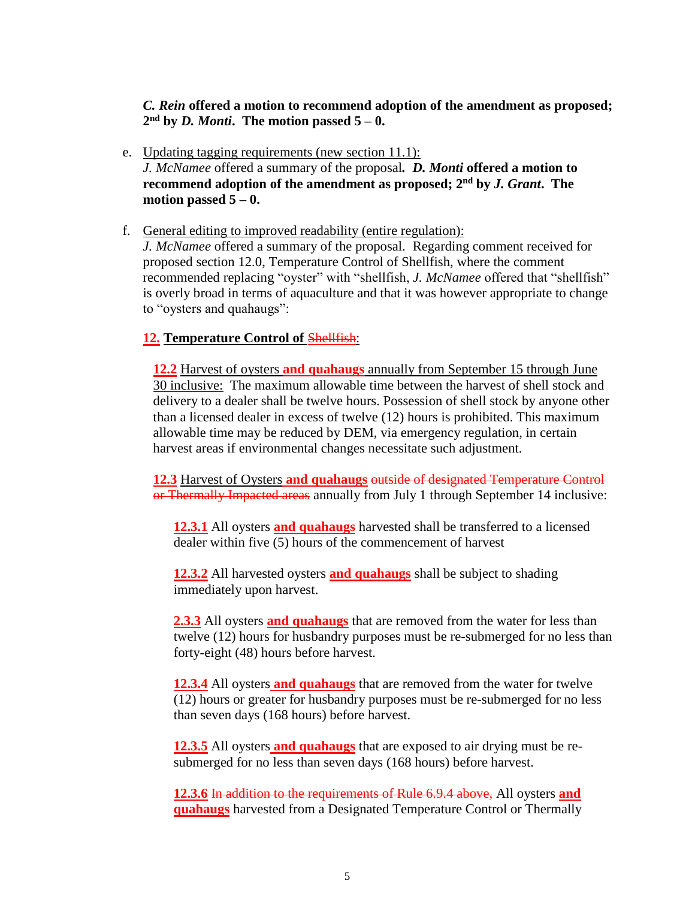***C. Rein* offered a motion to recommend adoption of the amendment as proposed; 2nd by *D. Monti*. The motion passed 5 – 0.**

e. Updating tagging requirements (new section 11.1):
   *J. McNamee* offered a summary of the proposal***.*** ***D. Monti*** **offered a motion to recommend adoption of the amendment as proposed; 2nd by *J. Grant*. The motion passed 5 – 0.**

f. General editing to improved readability (entire regulation):
   *J. McNamee* offered a summary of the proposal. Regarding comment received for proposed section 12.0, Temperature Control of Shellfish, where the comment recommended replacing "oyster" with "shellfish, *J. McNamee* offered that "shellfish" is overly broad in terms of aquaculture and that it was however appropriate to change to "oysters and quahaugs":

   **12. Temperature Control of** ~~Shellfish~~:

   **12.2** Harvest of oysters **and quahaugs** annually from September 15 through June 30 inclusive: The maximum allowable time between the harvest of shell stock and delivery to a dealer shall be twelve hours. Possession of shell stock by anyone other than a licensed dealer in excess of twelve (12) hours is prohibited. This maximum allowable time may be reduced by DEM, via emergency regulation, in certain harvest areas if environmental changes necessitate such adjustment.

   **12.3** Harvest of Oysters **and quahaugs** ~~outside of designated Temperature Control or Thermally Impacted areas~~ annually from July 1 through September 14 inclusive:

   **12.3.1** All oysters **and quahaugs** harvested shall be transferred to a licensed dealer within five (5) hours of the commencement of harvest

   **12.3.2** All harvested oysters **and quahaugs** shall be subject to shading immediately upon harvest.

   **2.3.3** All oysters **and quahaugs** that are removed from the water for less than twelve (12) hours for husbandry purposes must be re-submerged for no less than forty-eight (48) hours before harvest.

   **12.3.4** All oysters **and quahaugs** that are removed from the water for twelve (12) hours or greater for husbandry purposes must be re-submerged for no less than seven days (168 hours) before harvest.

   **12.3.5** All oysters **and quahaugs** that are exposed to air drying must be re-submerged for no less than seven days (168 hours) before harvest.

   **12.3.6** ~~In addition to the requirements of Rule 6.9.4 above,~~ All oysters **and quahaugs** harvested from a Designated Temperature Control or Thermally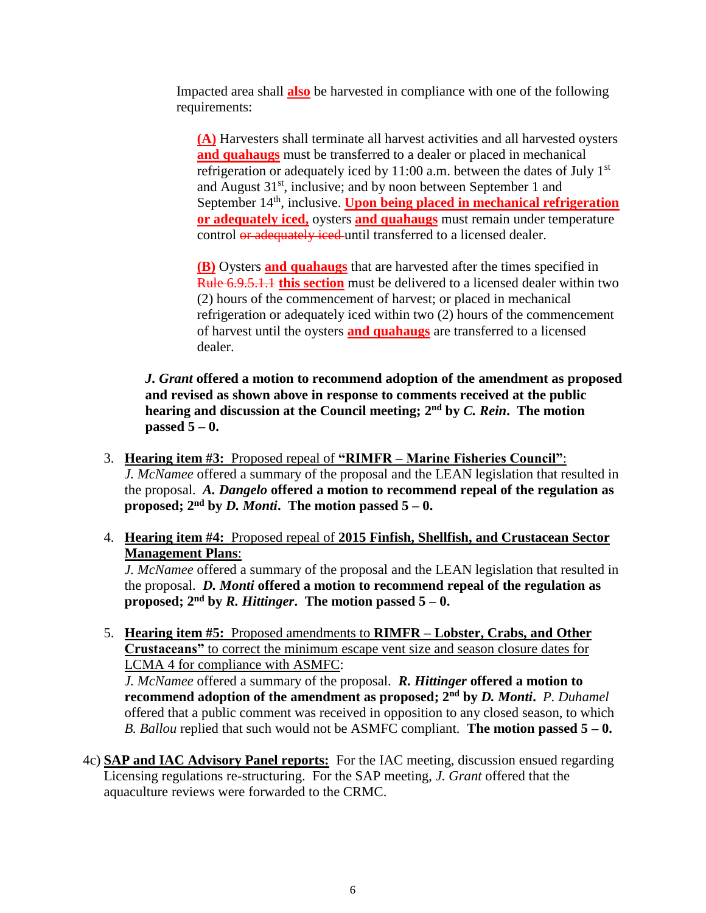Impacted area shall **also** be harvested in compliance with one of the following requirements:

**(A)** Harvesters shall terminate all harvest activities and all harvested oysters **and quahaugs** must be transferred to a dealer or placed in mechanical refrigeration or adequately iced by 11:00 a.m. between the dates of July 1st and August 31st, inclusive; and by noon between September 1 and September 14th, inclusive. **Upon being placed in mechanical refrigeration or adequately iced,** oysters **and quahaugs** must remain under temperature control ~~or adequately iced~~ until transferred to a licensed dealer.

**(B)** Oysters **and quahaugs** that are harvested after the times specified in ~~Rule 6.9.5.1.1~~ **this section** must be delivered to a licensed dealer within two (2) hours of the commencement of harvest; or placed in mechanical refrigeration or adequately iced within two (2) hours of the commencement of harvest until the oysters **and quahaugs** are transferred to a licensed dealer.

***J. Grant*** **offered a motion to recommend adoption of the amendment as proposed and revised as shown above in response to comments received at the public hearing and discussion at the Council meeting; 2nd by *C. Rein*. The motion passed 5 – 0.**

3. **Hearing item #3:** Proposed repeal of **"RIMFR – Marine Fisheries Council"**:
   *J. McNamee* offered a summary of the proposal and the LEAN legislation that resulted in the proposal. ***A. Dangelo*** **offered a motion to recommend repeal of the regulation as proposed; 2nd by *D. Monti*. The motion passed 5 – 0.**

4. **Hearing item #4:** Proposed repeal of **2015 Finfish, Shellfish, and Crustacean Sector Management Plans**:
   *J. McNamee* offered a summary of the proposal and the LEAN legislation that resulted in the proposal. ***D. Monti*** **offered a motion to recommend repeal of the regulation as proposed; 2nd by *R. Hittinger*. The motion passed 5 – 0.**

5. **Hearing item #5:** Proposed amendments to **RIMFR – Lobster, Crabs, and Other Crustaceans"** to correct the minimum escape vent size and season closure dates for LCMA 4 for compliance with ASMFC:
   *J. McNamee* offered a summary of the proposal. ***R. Hittinger*** **offered a motion to recommend adoption of the amendment as proposed; 2nd by *D. Monti*.** *P. Duhamel* offered that a public comment was received in opposition to any closed season, to which *B. Ballou* replied that such would not be ASMFC compliant. **The motion passed 5 – 0.**

4c) **SAP and IAC Advisory Panel reports:** For the IAC meeting, discussion ensued regarding Licensing regulations re-structuring. For the SAP meeting, *J. Grant* offered that the aquaculture reviews were forwarded to the CRMC.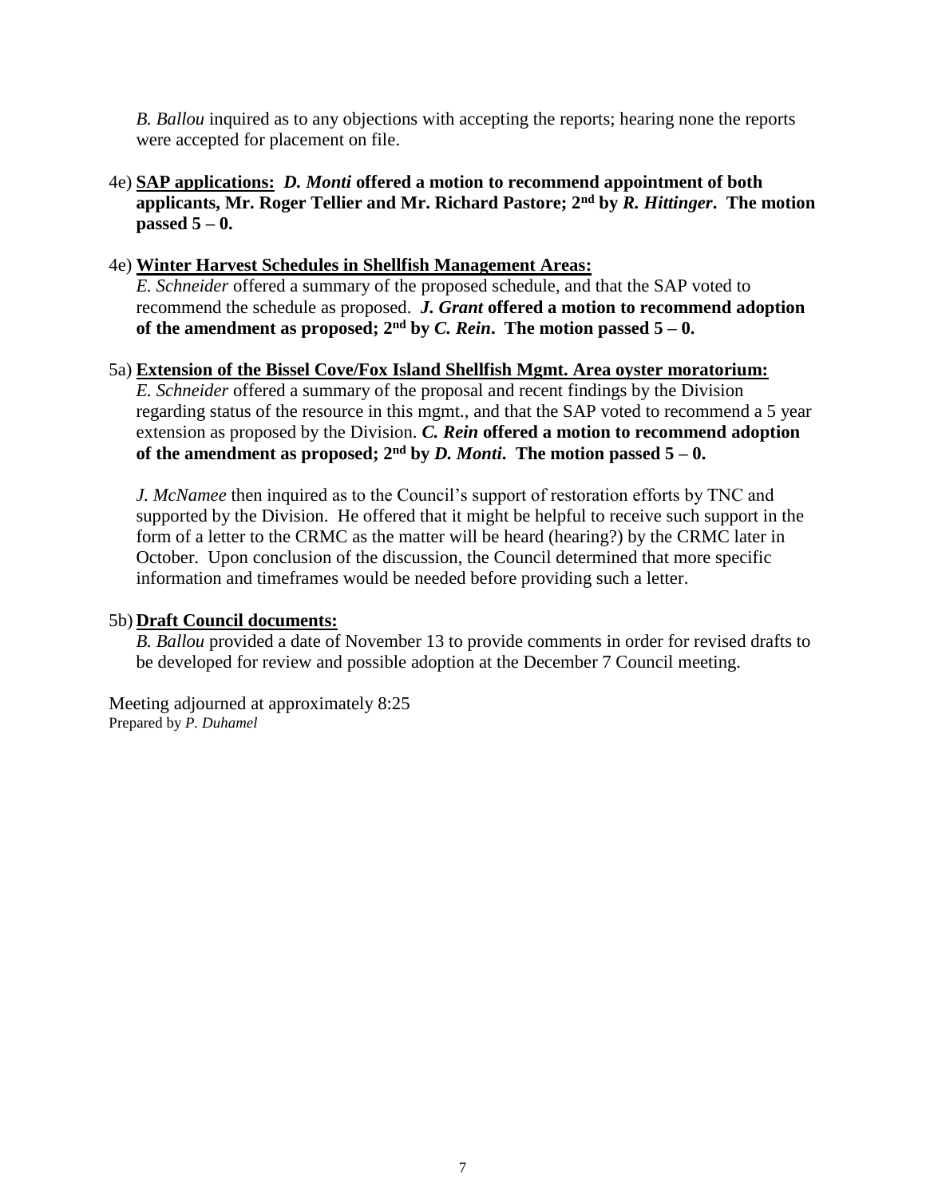*B. Ballou* inquired as to any objections with accepting the reports; hearing none the reports were accepted for placement on file.

4e) **SAP applications: *D. Monti* offered a motion to recommend appointment of both applicants, Mr. Roger Tellier and Mr. Richard Pastore; 2nd by *R. Hittinger*. The motion passed 5 – 0.**

4e) **Winter Harvest Schedules in Shellfish Management Areas:**
*E. Schneider* offered a summary of the proposed schedule, and that the SAP voted to recommend the schedule as proposed. ***J. Grant* offered a motion to recommend adoption of the amendment as proposed; 2nd by *C. Rein*. The motion passed 5 – 0.**

5a) **Extension of the Bissel Cove/Fox Island Shellfish Mgmt. Area oyster moratorium:**
*E. Schneider* offered a summary of the proposal and recent findings by the Division regarding status of the resource in this mgmt., and that the SAP voted to recommend a 5 year extension as proposed by the Division. ***C. Rein* offered a motion to recommend adoption of the amendment as proposed; 2nd by *D. Monti*. The motion passed 5 – 0.**

*J. McNamee* then inquired as to the Council's support of restoration efforts by TNC and supported by the Division. He offered that it might be helpful to receive such support in the form of a letter to the CRMC as the matter will be heard (hearing?) by the CRMC later in October. Upon conclusion of the discussion, the Council determined that more specific information and timeframes would be needed before providing such a letter.

5b) **Draft Council documents:**
*B. Ballou* provided a date of November 13 to provide comments in order for revised drafts to be developed for review and possible adoption at the December 7 Council meeting.

Meeting adjourned at approximately 8:25
Prepared by *P. Duhamel*